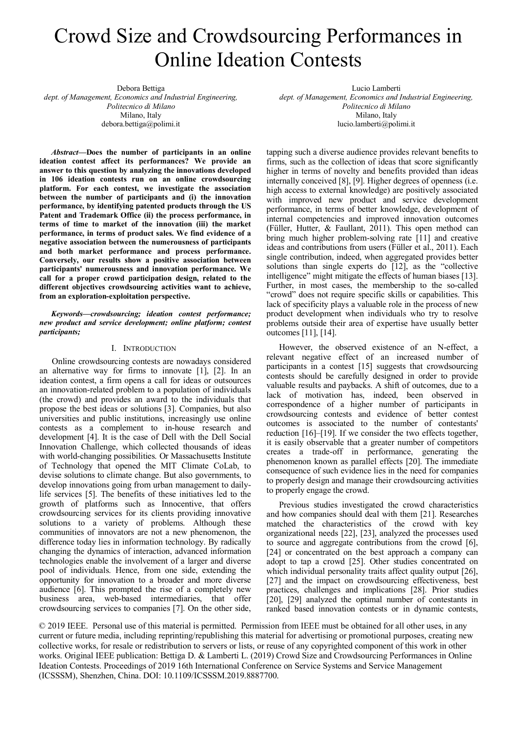# Crowd Size and Crowdsourcing Performances in Online Ideation Contests

Debora Bettiga
*dept. of Management, Economics and Industrial Engineering, Politecnico di Milano*
Milano, Italy
debora.bettiga@polimi.it

Lucio Lamberti
*dept. of Management, Economics and Industrial Engineering, Politecnico di Milano*
Milano, Italy
lucio.lamberti@polimi.it

***Abstract*—Does the number of participants in an online ideation contest affect its performances? We provide an answer to this question by analyzing the innovations developed in 106 ideation contests run on an online crowdsourcing platform. For each contest, we investigate the association between the number of participants and (i) the innovation performance, by identifying patented products through the US Patent and Trademark Office (ii) the process performance, in terms of time to market of the innovation (iii) the market performance, in terms of product sales. We find evidence of a negative association between the numerousness of participants and both market performance and process performance. Conversely, our results show a positive association between participants' numerousness and innovation performance. We call for a proper crowd participation design, related to the different objectives crowdsourcing activities want to achieve, from an exploration-exploitation perspective.**

***Keywords*—*crowdsourcing; ideation contest performance; new product and service development; online platform; contest participants;***

## I. Introduction

Online crowdsourcing contests are nowadays considered an alternative way for firms to innovate [1], [2]. In an ideation contest, a firm opens a call for ideas or outsources an innovation-related problem to a population of individuals (the crowd) and provides an award to the individuals that propose the best ideas or solutions [3]. Companies, but also universities and public institutions, increasingly use online contests as a complement to in-house research and development [4]. It is the case of Dell with the Dell Social Innovation Challenge, which collected thousands of ideas with world-changing possibilities. Or Massachusetts Institute of Technology that opened the MIT Climate CoLab, to devise solutions to climate change. But also governments, to develop innovations going from urban management to daily-life services [5]. The benefits of these initiatives led to the growth of platforms such as Innocentive, that offers crowdsourcing services for its clients providing innovative solutions to a variety of problems. Although these communities of innovators are not a new phenomenon, the difference today lies in information technology. By radically changing the dynamics of interaction, advanced information technologies enable the involvement of a larger and diverse pool of individuals. Hence, from one side, extending the opportunity for innovation to a broader and more diverse audience [6]. This prompted the rise of a completely new business area, web-based intermediaries, that offer crowdsourcing services to companies [7]. On the other side, tapping such a diverse audience provides relevant benefits to firms, such as the collection of ideas that score significantly higher in terms of novelty and benefits provided than ideas internally conceived [8], [9]. Higher degrees of openness (i.e. high access to external knowledge) are positively associated with improved new product and service development performance, in terms of better knowledge, development of internal competencies and improved innovation outcomes (Füller, Hutter, & Faullant, 2011). This open method can bring much higher problem-solving rate [11] and creative ideas and contributions from users (Füller et al., 2011). Each single contribution, indeed, when aggregated provides better solutions than single experts do [12], as the "collective intelligence" might mitigate the effects of human biases [13]. Further, in most cases, the membership to the so-called "crowd" does not require specific skills or capabilities. This lack of specificity plays a valuable role in the process of new product development when individuals who try to resolve problems outside their area of expertise have usually better outcomes [11], [14].

However, the observed existence of an N-effect, a relevant negative effect of an increased number of participants in a contest [15] suggests that crowdsourcing contests should be carefully designed in order to provide valuable results and paybacks. A shift of outcomes, due to a lack of motivation has, indeed, been observed in correspondence of a higher number of participants in crowdsourcing contests and evidence of better contest outcomes is associated to the number of contestants' reduction [16]–[19]. If we consider the two effects together, it is easily observable that a greater number of competitors creates a trade-off in performance, generating the phenomenon known as parallel effects [20]. The immediate consequence of such evidence lies in the need for companies to properly design and manage their crowdsourcing activities to properly engage the crowd.

Previous studies investigated the crowd characteristics and how companies should deal with them [21]. Researches matched the characteristics of the crowd with key organizational needs [22], [23], analyzed the processes used to source and aggregate contributions from the crowd [6], [24] or concentrated on the best approach a company can adopt to tap a crowd [25]. Other studies concentrated on which individual personality traits affect quality output [26], [27] and the impact on crowdsourcing effectiveness, best practices, challenges and implications [28]. Prior studies [20], [29] analyzed the optimal number of contestants in ranked based innovation contests or in dynamic contests,

© 2019 IEEE. Personal use of this material is permitted. Permission from IEEE must be obtained for all other uses, in any current or future media, including reprinting/republishing this material for advertising or promotional purposes, creating new collective works, for resale or redistribution to servers or lists, or reuse of any copyrighted component of this work in other works. Original IEEE publication: Bettiga D. & Lamberti L. (2019) Crowd Size and Crowdsourcing Performances in Online Ideation Contests. Proceedings of 2019 16th International Conference on Service Systems and Service Management (ICSSSM), Shenzhen, China. DOI: 10.1109/ICSSSM.2019.8887700.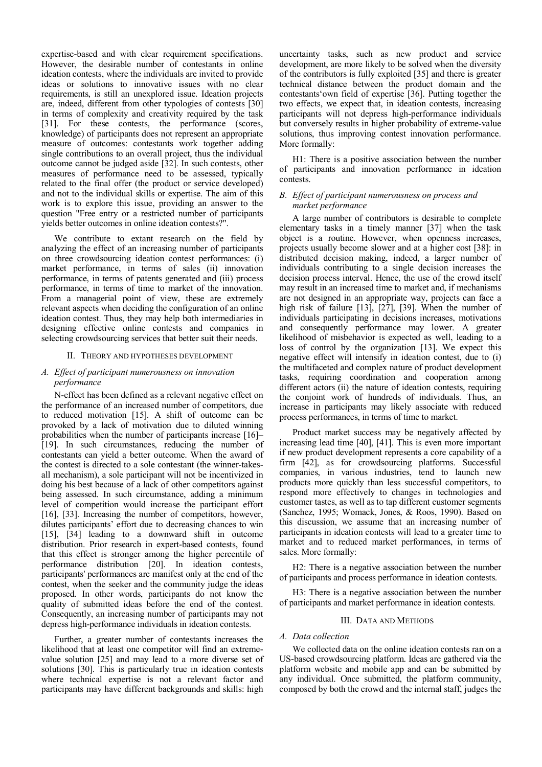expertise-based and with clear requirement specifications. However, the desirable number of contestants in online ideation contests, where the individuals are invited to provide ideas or solutions to innovative issues with no clear requirements, is still an unexplored issue. Ideation projects are, indeed, different from other typologies of contests [30] in terms of complexity and creativity required by the task [31]. For these contests, the performance (scores, knowledge) of participants does not represent an appropriate measure of outcomes: contestants work together adding single contributions to an overall project, thus the individual outcome cannot be judged aside [32]. In such contests, other measures of performance need to be assessed, typically related to the final offer (the product or service developed) and not to the individual skills or expertise. The aim of this work is to explore this issue, providing an answer to the question "Free entry or a restricted number of participants yields better outcomes in online ideation contests?".

We contribute to extant research on the field by analyzing the effect of an increasing number of participants on three crowdsourcing ideation contest performances: (i) market performance, in terms of sales (ii) innovation performance, in terms of patents generated and (iii) process performance, in terms of time to market of the innovation. From a managerial point of view, these are extremely relevant aspects when deciding the configuration of an online ideation contest. Thus, they may help both intermediaries in designing effective online contests and companies in selecting crowdsourcing services that better suit their needs.

## II. Theory and Hypotheses Development

### A. Effect of participant numerousness on innovation performance

N-effect has been defined as a relevant negative effect on the performance of an increased number of competitors, due to reduced motivation [15]. A shift of outcome can be provoked by a lack of motivation due to diluted winning probabilities when the number of participants increase [16]–[19]. In such circumstances, reducing the number of contestants can yield a better outcome. When the award of the contest is directed to a sole contestant (the winner-takes-all mechanism), a sole participant will not be incentivized in doing his best because of a lack of other competitors against being assessed. In such circumstance, adding a minimum level of competition would increase the participant effort [16], [33]. Increasing the number of competitors, however, dilutes participants' effort due to decreasing chances to win [15], [34] leading to a downward shift in outcome distribution. Prior research in expert-based contests, found that this effect is stronger among the higher percentile of performance distribution [20]. In ideation contests, participants' performances are manifest only at the end of the contest, when the seeker and the community judge the ideas proposed. In other words, participants do not know the quality of submitted ideas before the end of the contest. Consequently, an increasing number of participants may not depress high-performance individuals in ideation contests.

Further, a greater number of contestants increases the likelihood that at least one competitor will find an extreme-value solution [25] and may lead to a more diverse set of solutions [30]. This is particularly true in ideation contests where technical expertise is not a relevant factor and participants may have different backgrounds and skills: high uncertainty tasks, such as new product and service development, are more likely to be solved when the diversity of the contributors is fully exploited [35] and there is greater technical distance between the product domain and the contestants'own field of expertise [36]. Putting together the two effects, we expect that, in ideation contests, increasing participants will not depress high-performance individuals but conversely results in higher probability of extreme-value solutions, thus improving contest innovation performance. More formally:

H1: There is a positive association between the number of participants and innovation performance in ideation contests.

### B. Effect of participant numerousness on process and market performance

A large number of contributors is desirable to complete elementary tasks in a timely manner [37] when the task object is a routine. However, when openness increases, projects usually become slower and at a higher cost [38]: in distributed decision making, indeed, a larger number of individuals contributing to a single decision increases the decision process interval. Hence, the use of the crowd itself may result in an increased time to market and, if mechanisms are not designed in an appropriate way, projects can face a high risk of failure [13], [27], [39]. When the number of individuals participating in decisions increases, motivations and consequently performance may lower. A greater likelihood of misbehavior is expected as well, leading to a loss of control by the organization [13]. We expect this negative effect will intensify in ideation contest, due to (i) the multifaceted and complex nature of product development tasks, requiring coordination and cooperation among different actors (ii) the nature of ideation contests, requiring the conjoint work of hundreds of individuals. Thus, an increase in participants may likely associate with reduced process performances, in terms of time to market.

Product market success may be negatively affected by increasing lead time [40], [41]. This is even more important if new product development represents a core capability of a firm [42], as for crowdsourcing platforms. Successful companies, in various industries, tend to launch new products more quickly than less successful competitors, to respond more effectively to changes in technologies and customer tastes, as well as to tap different customer segments (Sanchez, 1995; Womack, Jones, & Roos, 1990). Based on this discussion, we assume that an increasing number of participants in ideation contests will lead to a greater time to market and to reduced market performances, in terms of sales. More formally:

H2: There is a negative association between the number of participants and process performance in ideation contests.

H3: There is a negative association between the number of participants and market performance in ideation contests.

## III. Data and Methods

### A. Data collection

We collected data on the online ideation contests ran on a US-based crowdsourcing platform. Ideas are gathered via the platform website and mobile app and can be submitted by any individual. Once submitted, the platform community, composed by both the crowd and the internal staff, judges the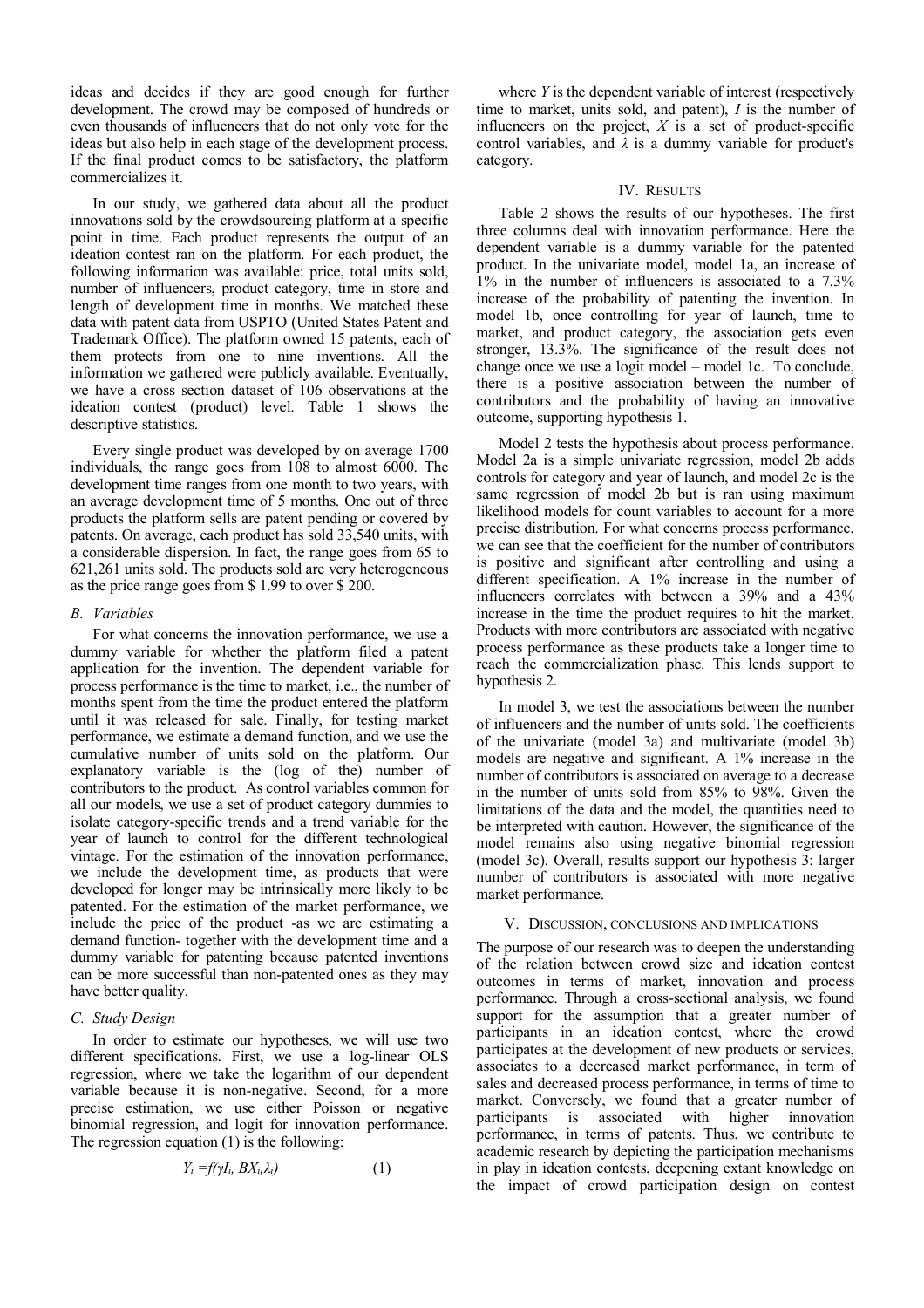ideas and decides if they are good enough for further development. The crowd may be composed of hundreds or even thousands of influencers that do not only vote for the ideas but also help in each stage of the development process. If the final product comes to be satisfactory, the platform commercializes it.

In our study, we gathered data about all the product innovations sold by the crowdsourcing platform at a specific point in time. Each product represents the output of an ideation contest ran on the platform. For each product, the following information was available: price, total units sold, number of influencers, product category, time in store and length of development time in months. We matched these data with patent data from USPTO (United States Patent and Trademark Office). The platform owned 15 patents, each of them protects from one to nine inventions. All the information we gathered were publicly available. Eventually, we have a cross section dataset of 106 observations at the ideation contest (product) level. Table 1 shows the descriptive statistics.

Every single product was developed by on average 1700 individuals, the range goes from 108 to almost 6000. The development time ranges from one month to two years, with an average development time of 5 months. One out of three products the platform sells are patent pending or covered by patents. On average, each product has sold 33,540 units, with a considerable dispersion. In fact, the range goes from 65 to 621,261 units sold. The products sold are very heterogeneous as the price range goes from \$ 1.99 to over \$ 200.

### *B. Variables*

For what concerns the innovation performance, we use a dummy variable for whether the platform filed a patent application for the invention. The dependent variable for process performance is the time to market, i.e., the number of months spent from the time the product entered the platform until it was released for sale. Finally, for testing market performance, we estimate a demand function, and we use the cumulative number of units sold on the platform. Our explanatory variable is the (log of the) number of contributors to the product. As control variables common for all our models, we use a set of product category dummies to isolate category-specific trends and a trend variable for the year of launch to control for the different technological vintage. For the estimation of the innovation performance, we include the development time, as products that were developed for longer may be intrinsically more likely to be patented. For the estimation of the market performance, we include the price of the product -as we are estimating a demand function- together with the development time and a dummy variable for patenting because patented inventions can be more successful than non-patented ones as they may have better quality.

### *C. Study Design*

In order to estimate our hypotheses, we will use two different specifications. First, we use a log-linear OLS regression, where we take the logarithm of our dependent variable because it is non-negative. Second, for a more precise estimation, we use either Poisson or negative binomial regression, and logit for innovation performance. The regression equation (1) is the following:

$$Y_i = f(\gamma I_i, BX_i, \lambda_i) \qquad (1)$$

where $Y$ is the dependent variable of interest (respectively time to market, units sold, and patent), $I$ is the number of influencers on the project, $X$ is a set of product-specific control variables, and $\lambda$ is a dummy variable for product's category.

## IV. Results

Table 2 shows the results of our hypotheses. The first three columns deal with innovation performance. Here the dependent variable is a dummy variable for the patented product. In the univariate model, model 1a, an increase of 1% in the number of influencers is associated to a 7.3% increase of the probability of patenting the invention. In model 1b, once controlling for year of launch, time to market, and product category, the association gets even stronger, 13.3%. The significance of the result does not change once we use a logit model – model 1c. To conclude, there is a positive association between the number of contributors and the probability of having an innovative outcome, supporting hypothesis 1.

Model 2 tests the hypothesis about process performance. Model 2a is a simple univariate regression, model 2b adds controls for category and year of launch, and model 2c is the same regression of model 2b but is ran using maximum likelihood models for count variables to account for a more precise distribution. For what concerns process performance, we can see that the coefficient for the number of contributors is positive and significant after controlling and using a different specification. A 1% increase in the number of influencers correlates with between a 39% and a 43% increase in the time the product requires to hit the market. Products with more contributors are associated with negative process performance as these products take a longer time to reach the commercialization phase. This lends support to hypothesis 2.

In model 3, we test the associations between the number of influencers and the number of units sold. The coefficients of the univariate (model 3a) and multivariate (model 3b) models are negative and significant. A 1% increase in the number of contributors is associated on average to a decrease in the number of units sold from 85% to 98%. Given the limitations of the data and the model, the quantities need to be interpreted with caution. However, the significance of the model remains also using negative binomial regression (model 3c). Overall, results support our hypothesis 3: larger number of contributors is associated with more negative market performance.

## V. Discussion, conclusions and implications

The purpose of our research was to deepen the understanding of the relation between crowd size and ideation contest outcomes in terms of market, innovation and process performance. Through a cross-sectional analysis, we found support for the assumption that a greater number of participants in an ideation contest, where the crowd participates at the development of new products or services, associates to a decreased market performance, in term of sales and decreased process performance, in terms of time to market. Conversely, we found that a greater number of participants is associated with higher innovation performance, in terms of patents. Thus, we contribute to academic research by depicting the participation mechanisms in play in ideation contests, deepening extant knowledge on the impact of crowd participation design on contest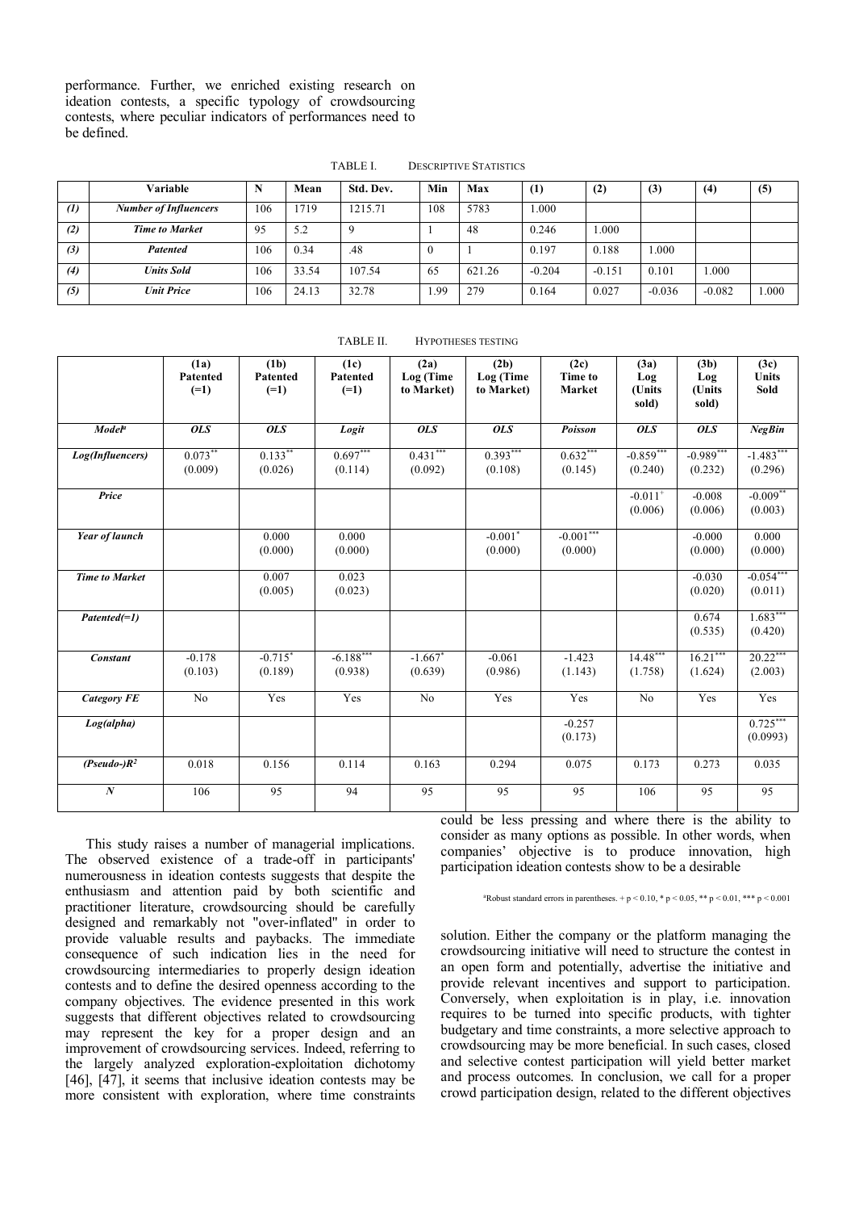performance. Further, we enriched existing research on ideation contests, a specific typology of crowdsourcing contests, where peculiar indicators of performances need to be defined.

TABLE I. DESCRIPTIVE STATISTICS

| | Variable | N | Mean | Std. Dev. | Min | Max | (1) | (2) | (3) | (4) | (5) |
|---|---|---|---|---|---|---|---|---|---|---|---|
| *(1)* | ***Number of Influencers*** | 106 | 1719 | 1215.71 | 108 | 5783 | 1.000 | | | | |
| *(2)* | ***Time to Market*** | 95 | 5.2 | 9 | 1 | 48 | 0.246 | 1.000 | | | |
| *(3)* | ***Patented*** | 106 | 0.34 | .48 | 0 | 1 | 0.197 | 0.188 | 1.000 | | |
| *(4)* | ***Units Sold*** | 106 | 33.54 | 107.54 | 65 | 621.26 | -0.204 | -0.151 | 0.101 | 1.000 | |
| *(5)* | ***Unit Price*** | 106 | 24.13 | 32.78 | 1.99 | 279 | 0.164 | 0.027 | -0.036 | -0.082 | 1.000 |

TABLE II. HYPOTHESES TESTING

| | (1a) Patented (=1) | (1b) Patented (=1) | (1c) Patented (=1) | (2a) Log (Time to Market) | (2b) Log (Time to Market) | (2c) Time to Market | (3a) Log (Units sold) | (3b) Log (Units sold) | (3c) Units Sold |
|---|---|---|---|---|---|---|---|---|---|
| ***Model***[a] | ***OLS*** | ***OLS*** | ***Logit*** | ***OLS*** | ***OLS*** | ***Poisson*** | ***OLS*** | ***OLS*** | ***NegBin*** |
| ***Log(Influencers)*** | $0.073^{**}$ (0.009) | $0.133^{**}$ (0.026) | $0.697^{***}$ (0.114) | $0.431^{***}$ (0.092) | $0.393^{***}$ (0.108) | $0.632^{***}$ (0.145) | $-0.859^{***}$ (0.240) | $-0.989^{***}$ (0.232) | $-1.483^{***}$ (0.296) |
| ***Price*** | | | | | | | $-0.011^{+}$ (0.006) | -0.008 (0.006) | $-0.009^{**}$ (0.003) |
| ***Year of launch*** | | 0.000 (0.000) | 0.000 (0.000) | | $-0.001^{*}$ (0.000) | $-0.001^{***}$ (0.000) | | -0.000 (0.000) | 0.000 (0.000) |
| ***Time to Market*** | | 0.007 (0.005) | 0.023 (0.023) | | | | | -0.030 (0.020) | $-0.054^{***}$ (0.011) |
| ***Patented(=1)*** | | | | | | | | 0.674 (0.535) | $1.683^{***}$ (0.420) |
| ***Constant*** | -0.178 (0.103) | $-0.715^{*}$ (0.189) | $-6.188^{***}$ (0.938) | $-1.667^{*}$ (0.639) | -0.061 (0.986) | -1.423 (1.143) | $14.48^{***}$ (1.758) | $16.21^{***}$ (1.624) | $20.22^{***}$ (2.003) |
| ***Category FE*** | No | Yes | Yes | No | Yes | Yes | No | Yes | Yes |
| ***Log(alpha)*** | | | | | | -0.257 (0.173) | | | $0.725^{***}$ (0.0993) |
| ***(Pseudo-)$R^2$*** | 0.018 | 0.156 | 0.114 | 0.163 | 0.294 | 0.075 | 0.173 | 0.273 | 0.035 |
| ***N*** | 106 | 95 | 94 | 95 | 95 | 95 | 106 | 95 | 95 |

[a]Robust standard errors in parentheses. + $p < 0.10$, * $p < 0.05$, ** $p < 0.01$, *** $p < 0.001$

This study raises a number of managerial implications. The observed existence of a trade-off in participants' numerousness in ideation contests suggests that despite the enthusiasm and attention paid by both scientific and practitioner literature, crowdsourcing should be carefully designed and remarkably not "over-inflated" in order to provide valuable results and paybacks. The immediate consequence of such indication lies in the need for crowdsourcing intermediaries to properly design ideation contests and to define the desired openness according to the company objectives. The evidence presented in this work suggests that different objectives related to crowdsourcing may represent the key for a proper design and an improvement of crowdsourcing services. Indeed, referring to the largely analyzed exploration-exploitation dichotomy [46], [47], it seems that inclusive ideation contests may be more consistent with exploration, where time constraints could be less pressing and where there is the ability to consider as many options as possible. In other words, when companies' objective is to produce innovation, high participation ideation contests show to be a desirable solution. Either the company or the platform managing the crowdsourcing initiative will need to structure the contest in an open form and potentially, advertise the initiative and provide relevant incentives and support to participation. Conversely, when exploitation is in play, i.e. innovation requires to be turned into specific products, with tighter budgetary and time constraints, a more selective approach to crowdsourcing may be more beneficial. In such cases, closed and selective contest participation will yield better market and process outcomes. In conclusion, we call for a proper crowd participation design, related to the different objectives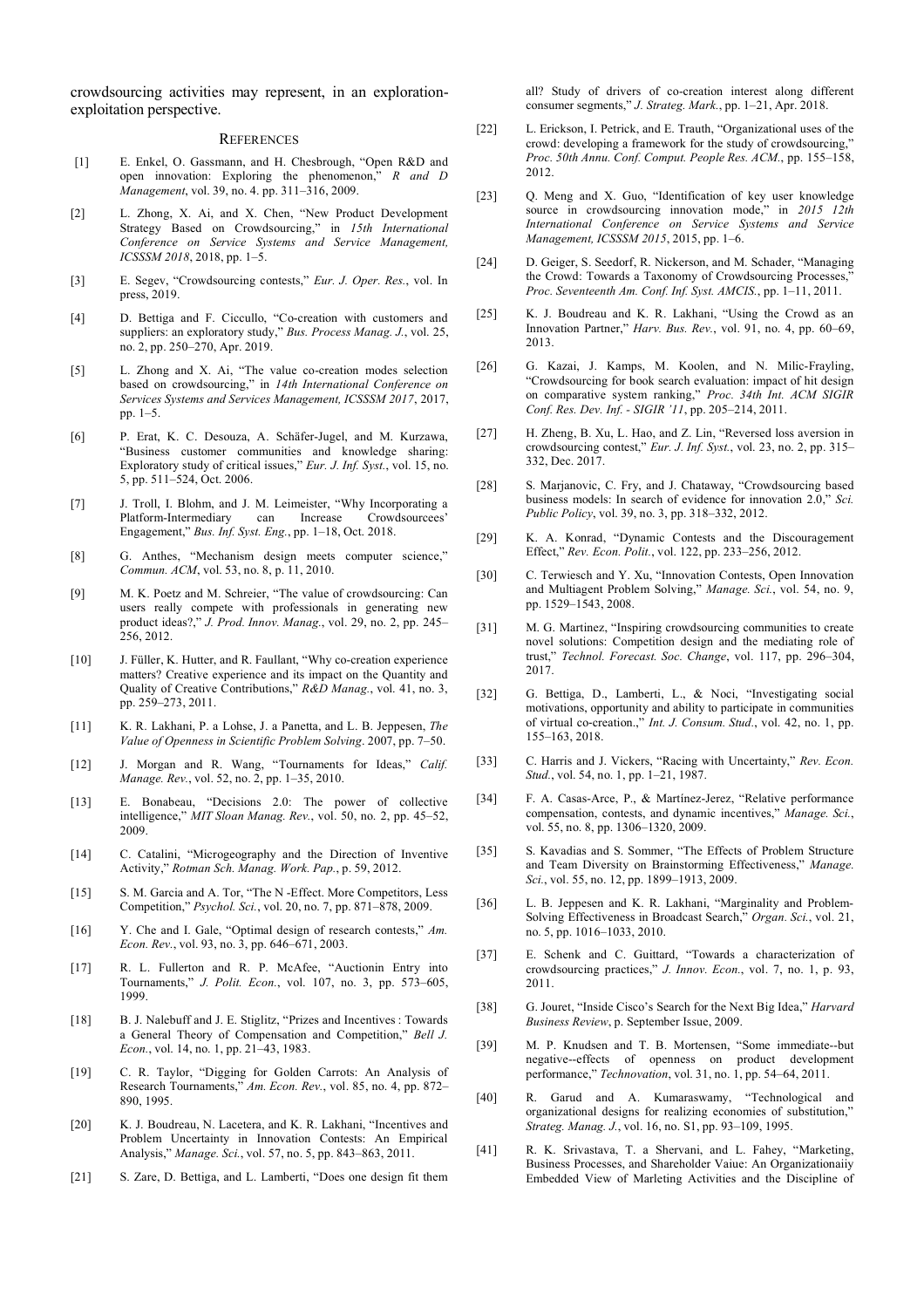crowdsourcing activities may represent, in an exploration-exploitation perspective.

## References

[1] E. Enkel, O. Gassmann, and H. Chesbrough, "Open R&D and open innovation: Exploring the phenomenon," *R and D Management*, vol. 39, no. 4. pp. 311–316, 2009.

[2] L. Zhong, X. Ai, and X. Chen, "New Product Development Strategy Based on Crowdsourcing," in *15th International Conference on Service Systems and Service Management, ICSSSM 2018*, 2018, pp. 1–5.

[3] E. Segev, "Crowdsourcing contests," *Eur. J. Oper. Res.*, vol. In press, 2019.

[4] D. Bettiga and F. Ciccullo, "Co-creation with customers and suppliers: an exploratory study," *Bus. Process Manag. J.*, vol. 25, no. 2, pp. 250–270, Apr. 2019.

[5] L. Zhong and X. Ai, "The value co-creation modes selection based on crowdsourcing," in *14th International Conference on Services Systems and Services Management, ICSSSM 2017*, 2017, pp. 1–5.

[6] P. Erat, K. C. Desouza, A. Schäfer-Jugel, and M. Kurzawa, "Business customer communities and knowledge sharing: Exploratory study of critical issues," *Eur. J. Inf. Syst.*, vol. 15, no. 5, pp. 511–524, Oct. 2006.

[7] J. Troll, I. Blohm, and J. M. Leimeister, "Why Incorporating a Platform-Intermediary can Increase Crowdsourcees' Engagement," *Bus. Inf. Syst. Eng.*, pp. 1–18, Oct. 2018.

[8] G. Anthes, "Mechanism design meets computer science," *Commun. ACM*, vol. 53, no. 8, p. 11, 2010.

[9] M. K. Poetz and M. Schreier, "The value of crowdsourcing: Can users really compete with professionals in generating new product ideas?," *J. Prod. Innov. Manag.*, vol. 29, no. 2, pp. 245–256, 2012.

[10] J. Füller, K. Hutter, and R. Faullant, "Why co-creation experience matters? Creative experience and its impact on the Quantity and Quality of Creative Contributions," *R&D Manag.*, vol. 41, no. 3, pp. 259–273, 2011.

[11] K. R. Lakhani, P. a Lohse, J. a Panetta, and L. B. Jeppesen, *The Value of Openness in Scientific Problem Solving*. 2007, pp. 7–50.

[12] J. Morgan and R. Wang, "Tournaments for Ideas," *Calif. Manage. Rev.*, vol. 52, no. 2, pp. 1–35, 2010.

[13] E. Bonabeau, "Decisions 2.0: The power of collective intelligence," *MIT Sloan Manag. Rev.*, vol. 50, no. 2, pp. 45–52, 2009.

[14] C. Catalini, "Microgeography and the Direction of Inventive Activity," *Rotman Sch. Manag. Work. Pap.*, p. 59, 2012.

[15] S. M. Garcia and A. Tor, "The N -Effect. More Competitors, Less Competition," *Psychol. Sci.*, vol. 20, no. 7, pp. 871–878, 2009.

[16] Y. Che and I. Gale, "Optimal design of research contests," *Am. Econ. Rev.*, vol. 93, no. 3, pp. 646–671, 2003.

[17] R. L. Fullerton and R. P. McAfee, "Auctionin Entry into Tournaments," *J. Polit. Econ.*, vol. 107, no. 3, pp. 573–605, 1999.

[18] B. J. Nalebuff and J. E. Stiglitz, "Prizes and Incentives : Towards a General Theory of Compensation and Competition," *Bell J. Econ.*, vol. 14, no. 1, pp. 21–43, 1983.

[19] C. R. Taylor, "Digging for Golden Carrots: An Analysis of Research Tournaments," *Am. Econ. Rev.*, vol. 85, no. 4, pp. 872–890, 1995.

[20] K. J. Boudreau, N. Lacetera, and K. R. Lakhani, "Incentives and Problem Uncertainty in Innovation Contests: An Empirical Analysis," *Manage. Sci.*, vol. 57, no. 5, pp. 843–863, 2011.

[21] S. Zare, D. Bettiga, and L. Lamberti, "Does one design fit them all? Study of drivers of co-creation interest along different consumer segments," *J. Strateg. Mark.*, pp. 1–21, Apr. 2018.

[22] L. Erickson, I. Petrick, and E. Trauth, "Organizational uses of the crowd: developing a framework for the study of crowdsourcing," *Proc. 50th Annu. Conf. Comput. People Res. ACM.*, pp. 155–158, 2012.

[23] Q. Meng and X. Guo, "Identification of key user knowledge source in crowdsourcing innovation mode," in *2015 12th International Conference on Service Systems and Service Management, ICSSSM 2015*, 2015, pp. 1–6.

[24] D. Geiger, S. Seedorf, R. Nickerson, and M. Schader, "Managing the Crowd: Towards a Taxonomy of Crowdsourcing Processes," *Proc. Seventeenth Am. Conf. Inf. Syst. AMCIS.*, pp. 1–11, 2011.

[25] K. J. Boudreau and K. R. Lakhani, "Using the Crowd as an Innovation Partner," *Harv. Bus. Rev.*, vol. 91, no. 4, pp. 60–69, 2013.

[26] G. Kazai, J. Kamps, M. Koolen, and N. Milic-Frayling, "Crowdsourcing for book search evaluation: impact of hit design on comparative system ranking," *Proc. 34th Int. ACM SIGIR Conf. Res. Dev. Inf. - SIGIR '11*, pp. 205–214, 2011.

[27] H. Zheng, B. Xu, L. Hao, and Z. Lin, "Reversed loss aversion in crowdsourcing contest," *Eur. J. Inf. Syst.*, vol. 23, no. 2, pp. 315–332, Dec. 2017.

[28] S. Marjanovic, C. Fry, and J. Chataway, "Crowdsourcing based business models: In search of evidence for innovation 2.0," *Sci. Public Policy*, vol. 39, no. 3, pp. 318–332, 2012.

[29] K. A. Konrad, "Dynamic Contests and the Discouragement Effect," *Rev. Econ. Polit.*, vol. 122, pp. 233–256, 2012.

[30] C. Terwiesch and Y. Xu, "Innovation Contests, Open Innovation and Multiagent Problem Solving," *Manage. Sci.*, vol. 54, no. 9, pp. 1529–1543, 2008.

[31] M. G. Martinez, "Inspiring crowdsourcing communities to create novel solutions: Competition design and the mediating role of trust," *Technol. Forecast. Soc. Change*, vol. 117, pp. 296–304, 2017.

[32] G. Bettiga, D., Lamberti, L., & Noci, "Investigating social motivations, opportunity and ability to participate in communities of virtual co-creation.," *Int. J. Consum. Stud.*, vol. 42, no. 1, pp. 155–163, 2018.

[33] C. Harris and J. Vickers, "Racing with Uncertainty," *Rev. Econ. Stud.*, vol. 54, no. 1, pp. 1–21, 1987.

[34] F. A. Casas-Arce, P., & Martínez-Jerez, "Relative performance compensation, contests, and dynamic incentives," *Manage. Sci.*, vol. 55, no. 8, pp. 1306–1320, 2009.

[35] S. Kavadias and S. Sommer, "The Effects of Problem Structure and Team Diversity on Brainstorming Effectiveness," *Manage. Sci.*, vol. 55, no. 12, pp. 1899–1913, 2009.

[36] L. B. Jeppesen and K. R. Lakhani, "Marginality and Problem-Solving Effectiveness in Broadcast Search," *Organ. Sci.*, vol. 21, no. 5, pp. 1016–1033, 2010.

[37] E. Schenk and C. Guittard, "Towards a characterization of crowdsourcing practices," *J. Innov. Econ.*, vol. 7, no. 1, p. 93, 2011.

[38] G. Jouret, "Inside Cisco's Search for the Next Big Idea," *Harvard Business Review*, p. September Issue, 2009.

[39] M. P. Knudsen and T. B. Mortensen, "Some immediate--but negative--effects of openness on product development performance," *Technovation*, vol. 31, no. 1, pp. 54–64, 2011.

[40] R. Garud and A. Kumaraswamy, "Technological and organizational designs for realizing economies of substitution," *Strateg. Manag. J.*, vol. 16, no. S1, pp. 93–109, 1995.

[41] R. K. Srivastava, T. a Shervani, and L. Fahey, "Marketing, Business Processes, and Shareholder Vaiue: An Organizationaiiy Embedded View of Marleting Activities and the Discipline of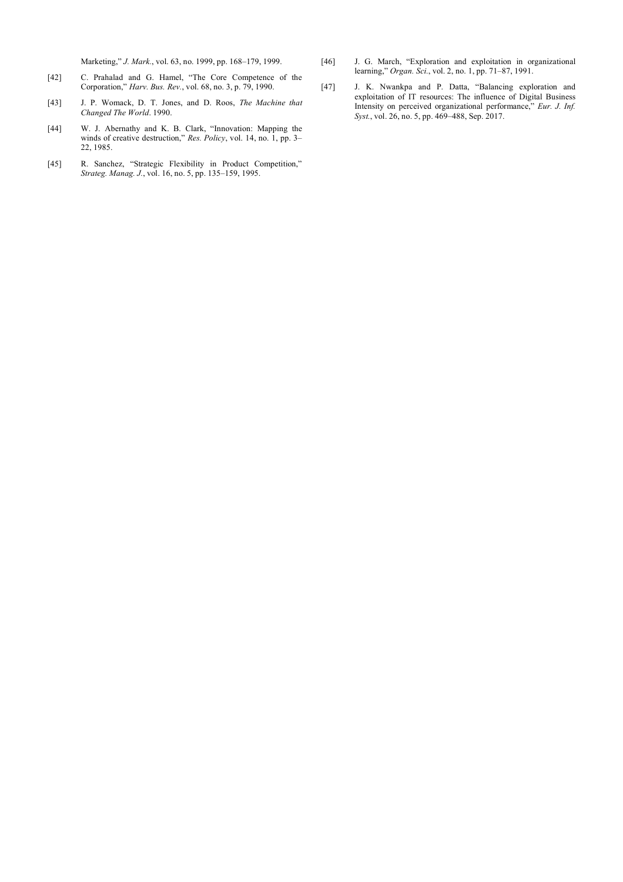Marketing," *J. Mark.*, vol. 63, no. 1999, pp. 168–179, 1999.

[42] C. Prahalad and G. Hamel, "The Core Competence of the Corporation," *Harv. Bus. Rev.*, vol. 68, no. 3, p. 79, 1990.

[43] J. P. Womack, D. T. Jones, and D. Roos, *The Machine that Changed The World*. 1990.

[44] W. J. Abernathy and K. B. Clark, "Innovation: Mapping the winds of creative destruction," *Res. Policy*, vol. 14, no. 1, pp. 3–22, 1985.

[45] R. Sanchez, "Strategic Flexibility in Product Competition," *Strateg. Manag. J.*, vol. 16, no. 5, pp. 135–159, 1995.

[46] J. G. March, "Exploration and exploitation in organizational learning," *Organ. Sci.*, vol. 2, no. 1, pp. 71–87, 1991.

[47] J. K. Nwankpa and P. Datta, "Balancing exploration and exploitation of IT resources: The influence of Digital Business Intensity on perceived organizational performance," *Eur. J. Inf. Syst.*, vol. 26, no. 5, pp. 469–488, Sep. 2017.